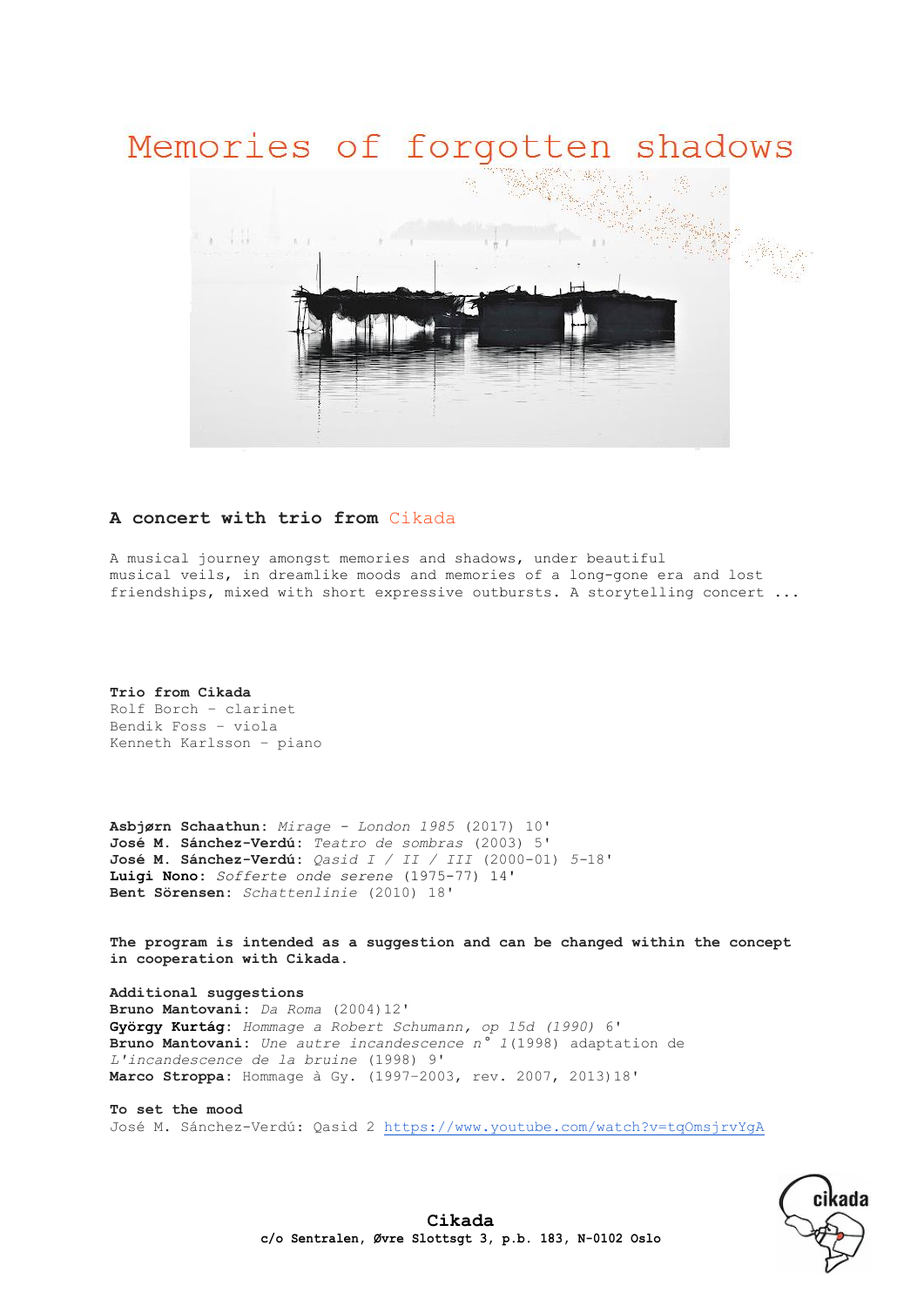# Memories of forgotten shadows

### A concert with trio from Cikada

A musical journey amongst memories and shadows, under beautiful musical veils, in dreamlike moods and memories of a long-gone era and lost friendships, mixed with short expressive outbursts. A storytelling concert ...

**Trio from Cikada**
Rolf Borch – clarinet
Bendik Foss – viola
Kenneth Karlsson – piano

**Asbjørn Schaathun**: *Mirage - London 1985* (2017) 10'
**José M. Sánchez-Verdú**: *Teatro de sombras* (2003) 5'
**José M. Sánchez-Verdú**: *Qasid I / II / III* (2000-01) *5*-18'
**Luigi Nono**: *Sofferte onde serene* (1975-77) 14'
**Bent Sörensen**: *Schattenlinie* (2010) 18'

**The program is intended as a suggestion and can be changed within the concept in cooperation with Cikada.**

**Additional suggestions**
**Bruno Mantovani**: *Da Roma* (2004)12'
**György Kurtág**: *Hommage a Robert Schumann, op 15d (1990)* 6'
**Bruno Mantovani**: *Une autre incandescence n° 1*(1998) adaptation de *L'incandescence de la bruine* (1998) 9'
**Marco Stroppa**: Hommage à Gy. (1997-2003, rev. 2007, 2013)18'

**To set the mood**
José M. Sánchez-Verdú: Qasid 2 https://www.youtube.com/watch?v=tqOmsjrvYgA

**Cikada**
**c/o Sentralen, Øvre Slottsgt 3, p.b. 183, N-0102 Oslo**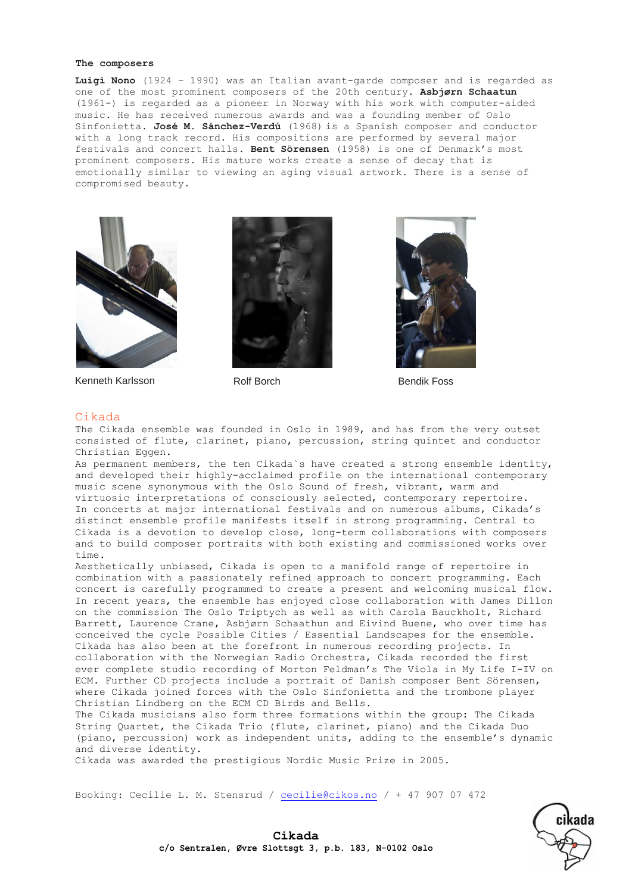**The composers**

**Luigi Nono** (1924 – 1990) was an Italian avant-garde composer and is regarded as one of the most prominent composers of the 20th century. **Asbjørn Schaatun** (1961-) is regarded as a pioneer in Norway with his work with computer-aided music. He has received numerous awards and was a founding member of Oslo Sinfonietta. **José M. Sánchez-Verdú** (1968) is a Spanish composer and conductor with a long track record. His compositions are performed by several major festivals and concert halls. **Bent Sörensen** (1958) is one of Denmark's most prominent composers. His mature works create a sense of decay that is emotionally similar to viewing an aging visual artwork. There is a sense of compromised beauty.

Kenneth Karlsson

Rolf Borch

Bendik Foss

## Cikada

The Cikada ensemble was founded in Oslo in 1989, and has from the very outset consisted of flute, clarinet, piano, percussion, string quintet and conductor Christian Eggen.

As permanent members, the ten Cikada`s have created a strong ensemble identity, and developed their highly-acclaimed profile on the international contemporary music scene synonymous with the Oslo Sound of fresh, vibrant, warm and virtuosic interpretations of consciously selected, contemporary repertoire.

In concerts at major international festivals and on numerous albums, Cikada's distinct ensemble profile manifests itself in strong programming. Central to Cikada is a devotion to develop close, long-term collaborations with composers and to build composer portraits with both existing and commissioned works over time.

Aesthetically unbiased, Cikada is open to a manifold range of repertoire in combination with a passionately refined approach to concert programming. Each concert is carefully programmed to create a present and welcoming musical flow.

In recent years, the ensemble has enjoyed close collaboration with James Dillon on the commission The Oslo Triptych as well as with Carola Bauckholt, Richard Barrett, Laurence Crane, Asbjørn Schaathun and Eivind Buene, who over time has conceived the cycle Possible Cities / Essential Landscapes for the ensemble.

Cikada has also been at the forefront in numerous recording projects. In collaboration with the Norwegian Radio Orchestra, Cikada recorded the first ever complete studio recording of Morton Feldman's The Viola in My Life I-IV on ECM. Further CD projects include a portrait of Danish composer Bent Sörensen, where Cikada joined forces with the Oslo Sinfonietta and the trombone player Christian Lindberg on the ECM CD Birds and Bells.

The Cikada musicians also form three formations within the group: The Cikada String Quartet, the Cikada Trio (flute, clarinet, piano) and the Cikada Duo (piano, percussion) work as independent units, adding to the ensemble's dynamic and diverse identity.

Cikada was awarded the prestigious Nordic Music Prize in 2005.

Booking: Cecilie L. M. Stensrud / cecilie@cikos.no / + 47 907 07 472

**Cikada**
**c/o Sentralen, Øvre Slottsgt 3, p.b. 183, N-0102 Oslo**